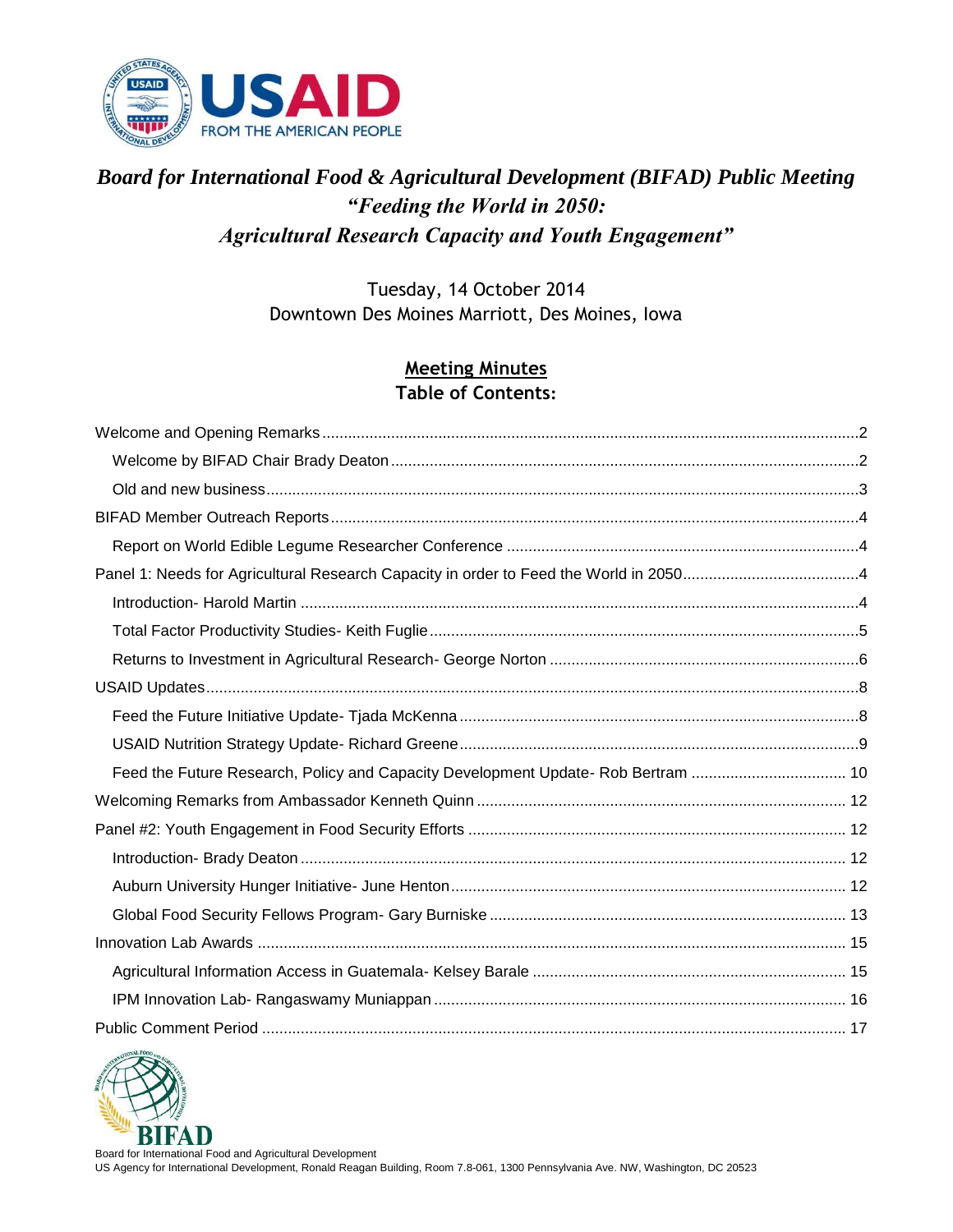# *Board for International Food & Agricultural Development (BIFAD) Public Meeting*
## *"Feeding the World in 2050: Agricultural Research Capacity and Youth Engagement"*

Tuesday, 14 October 2014
Downtown Des Moines Marriott, Des Moines, Iowa

## Meeting Minutes
### Table of Contents:

- Welcome and Opening Remarks ..... 2
  - Welcome by BIFAD Chair Brady Deaton ..... 2
  - Old and new business ..... 3
- BIFAD Member Outreach Reports ..... 4
  - Report on World Edible Legume Researcher Conference ..... 4
- Panel 1: Needs for Agricultural Research Capacity in order to Feed the World in 2050 ..... 4
  - Introduction- Harold Martin ..... 4
  - Total Factor Productivity Studies- Keith Fuglie ..... 5
  - Returns to Investment in Agricultural Research- George Norton ..... 6
- USAID Updates ..... 8
  - Feed the Future Initiative Update- Tjada McKenna ..... 8
  - USAID Nutrition Strategy Update- Richard Greene ..... 9
  - Feed the Future Research, Policy and Capacity Development Update- Rob Bertram ..... 10
- Welcoming Remarks from Ambassador Kenneth Quinn ..... 12
- Panel #2: Youth Engagement in Food Security Efforts ..... 12
  - Introduction- Brady Deaton ..... 12
  - Auburn University Hunger Initiative- June Henton ..... 12
  - Global Food Security Fellows Program- Gary Burniske ..... 13
- Innovation Lab Awards ..... 15
  - Agricultural Information Access in Guatemala- Kelsey Barale ..... 15
  - IPM Innovation Lab- Rangaswamy Muniappan ..... 16
- Public Comment Period ..... 17

Board for International Food and Agricultural Development
US Agency for International Development, Ronald Reagan Building, Room 7.8-061, 1300 Pennsylvania Ave. NW, Washington, DC 20523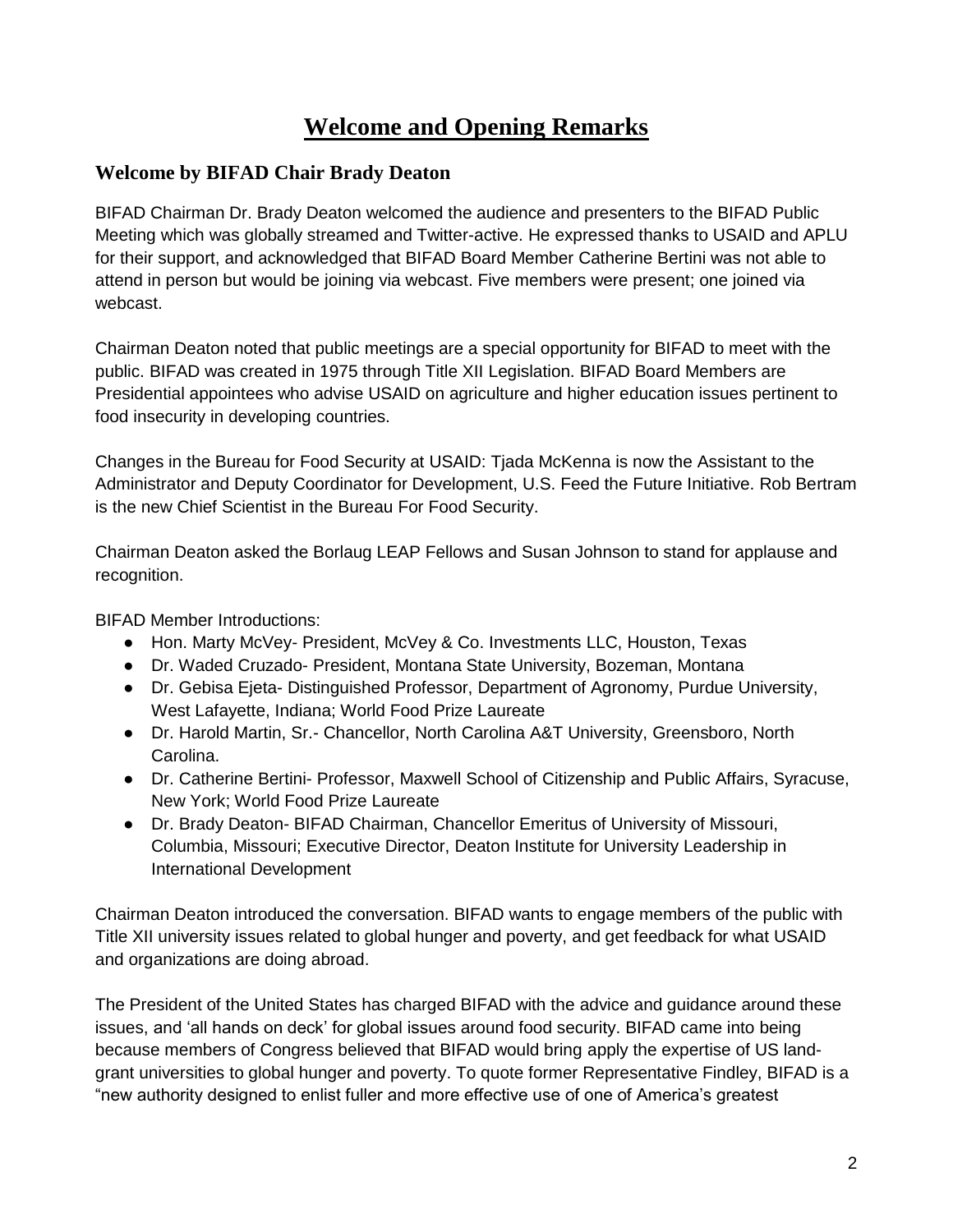# Welcome and Opening Remarks

## Welcome by BIFAD Chair Brady Deaton

BIFAD Chairman Dr. Brady Deaton welcomed the audience and presenters to the BIFAD Public Meeting which was globally streamed and Twitter-active. He expressed thanks to USAID and APLU for their support, and acknowledged that BIFAD Board Member Catherine Bertini was not able to attend in person but would be joining via webcast. Five members were present; one joined via webcast.

Chairman Deaton noted that public meetings are a special opportunity for BIFAD to meet with the public. BIFAD was created in 1975 through Title XII Legislation. BIFAD Board Members are Presidential appointees who advise USAID on agriculture and higher education issues pertinent to food insecurity in developing countries.

Changes in the Bureau for Food Security at USAID: Tjada McKenna is now the Assistant to the Administrator and Deputy Coordinator for Development, U.S. Feed the Future Initiative. Rob Bertram is the new Chief Scientist in the Bureau For Food Security.

Chairman Deaton asked the Borlaug LEAP Fellows and Susan Johnson to stand for applause and recognition.

BIFAD Member Introductions:

- Hon. Marty McVey- President, McVey & Co. Investments LLC, Houston, Texas
- Dr. Waded Cruzado- President, Montana State University, Bozeman, Montana
- Dr. Gebisa Ejeta- Distinguished Professor, Department of Agronomy, Purdue University, West Lafayette, Indiana; World Food Prize Laureate
- Dr. Harold Martin, Sr.- Chancellor, North Carolina A&T University, Greensboro, North Carolina.
- Dr. Catherine Bertini- Professor, Maxwell School of Citizenship and Public Affairs, Syracuse, New York; World Food Prize Laureate
- Dr. Brady Deaton- BIFAD Chairman, Chancellor Emeritus of University of Missouri, Columbia, Missouri; Executive Director, Deaton Institute for University Leadership in International Development

Chairman Deaton introduced the conversation. BIFAD wants to engage members of the public with Title XII university issues related to global hunger and poverty, and get feedback for what USAID and organizations are doing abroad.

The President of the United States has charged BIFAD with the advice and guidance around these issues, and 'all hands on deck' for global issues around food security. BIFAD came into being because members of Congress believed that BIFAD would bring apply the expertise of US land-grant universities to global hunger and poverty. To quote former Representative Findley, BIFAD is a "new authority designed to enlist fuller and more effective use of one of America's greatest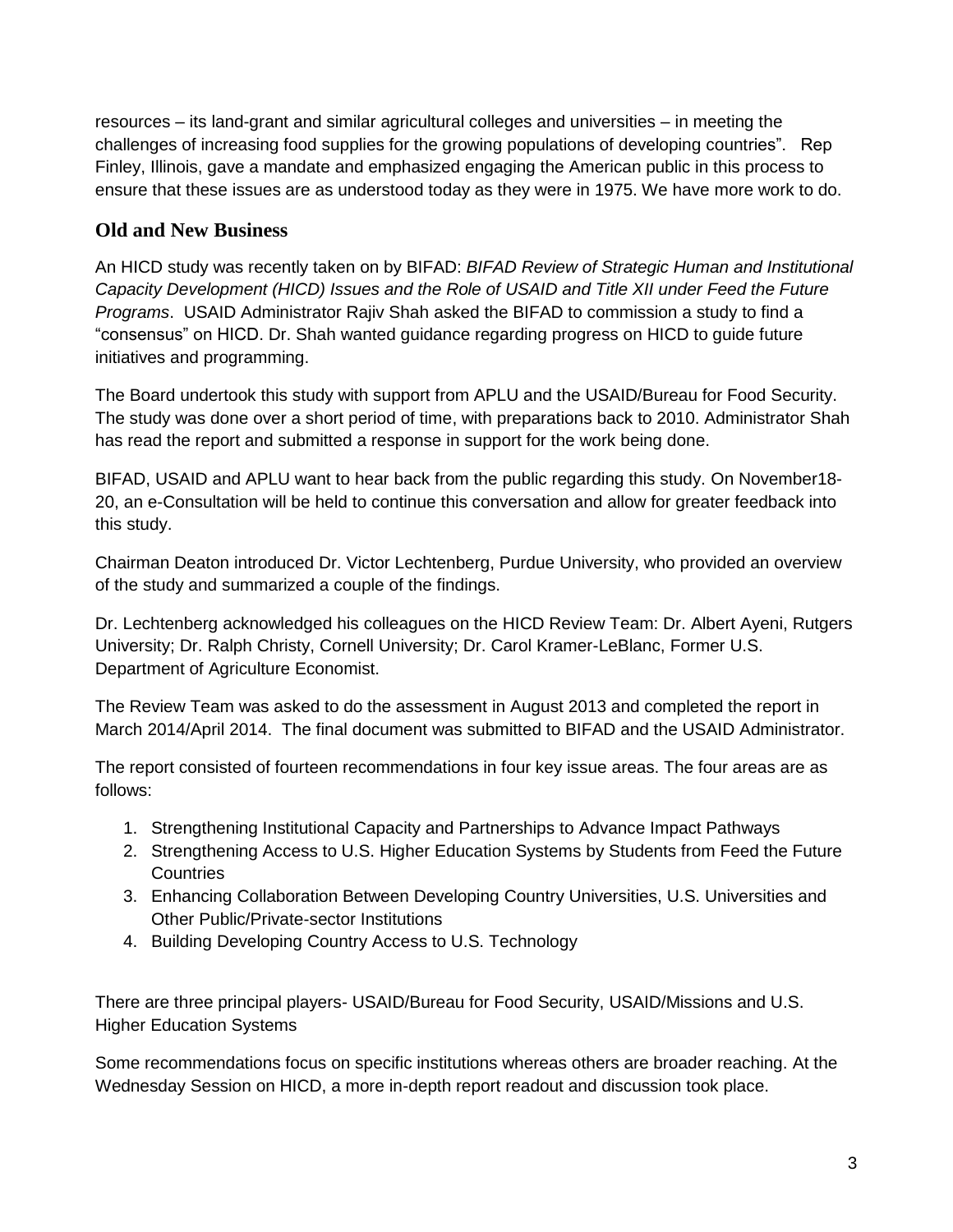resources – its land-grant and similar agricultural colleges and universities – in meeting the challenges of increasing food supplies for the growing populations of developing countries". Rep Finley, Illinois, gave a mandate and emphasized engaging the American public in this process to ensure that these issues are as understood today as they were in 1975. We have more work to do.

## Old and New Business

An HICD study was recently taken on by BIFAD: *BIFAD Review of Strategic Human and Institutional Capacity Development (HICD) Issues and the Role of USAID and Title XII under Feed the Future Programs*. USAID Administrator Rajiv Shah asked the BIFAD to commission a study to find a "consensus" on HICD. Dr. Shah wanted guidance regarding progress on HICD to guide future initiatives and programming.

The Board undertook this study with support from APLU and the USAID/Bureau for Food Security. The study was done over a short period of time, with preparations back to 2010. Administrator Shah has read the report and submitted a response in support for the work being done.

BIFAD, USAID and APLU want to hear back from the public regarding this study. On November18-20, an e-Consultation will be held to continue this conversation and allow for greater feedback into this study.

Chairman Deaton introduced Dr. Victor Lechtenberg, Purdue University, who provided an overview of the study and summarized a couple of the findings.

Dr. Lechtenberg acknowledged his colleagues on the HICD Review Team: Dr. Albert Ayeni, Rutgers University; Dr. Ralph Christy, Cornell University; Dr. Carol Kramer-LeBlanc, Former U.S. Department of Agriculture Economist.

The Review Team was asked to do the assessment in August 2013 and completed the report in March 2014/April 2014. The final document was submitted to BIFAD and the USAID Administrator.

The report consisted of fourteen recommendations in four key issue areas. The four areas are as follows:

1. Strengthening Institutional Capacity and Partnerships to Advance Impact Pathways
2. Strengthening Access to U.S. Higher Education Systems by Students from Feed the Future Countries
3. Enhancing Collaboration Between Developing Country Universities, U.S. Universities and Other Public/Private-sector Institutions
4. Building Developing Country Access to U.S. Technology

There are three principal players- USAID/Bureau for Food Security, USAID/Missions and U.S. Higher Education Systems

Some recommendations focus on specific institutions whereas others are broader reaching. At the Wednesday Session on HICD, a more in-depth report readout and discussion took place.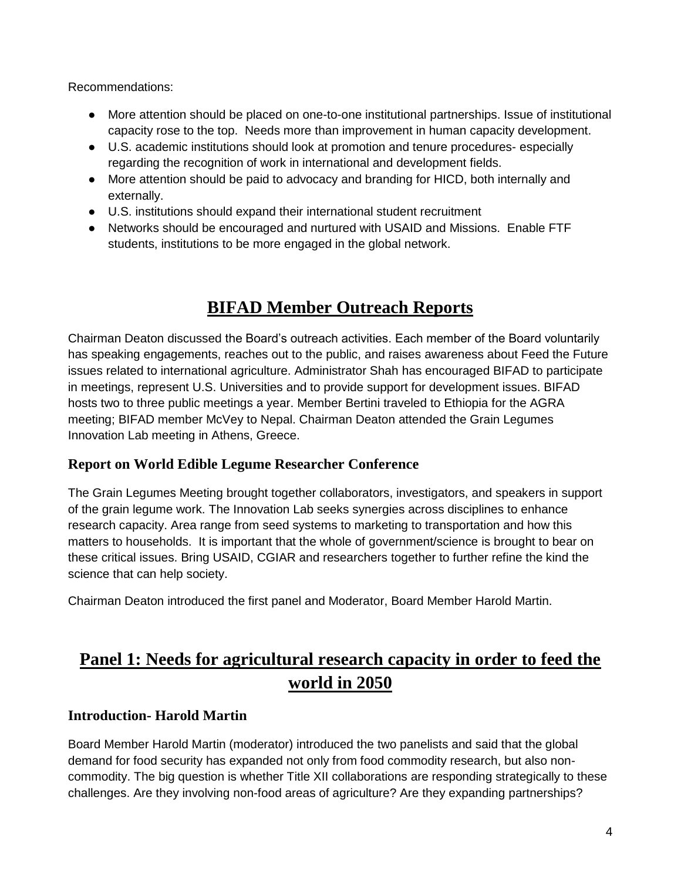Recommendations:

- More attention should be placed on one-to-one institutional partnerships. Issue of institutional capacity rose to the top. Needs more than improvement in human capacity development.
- U.S. academic institutions should look at promotion and tenure procedures- especially regarding the recognition of work in international and development fields.
- More attention should be paid to advocacy and branding for HICD, both internally and externally.
- U.S. institutions should expand their international student recruitment
- Networks should be encouraged and nurtured with USAID and Missions. Enable FTF students, institutions to be more engaged in the global network.

# BIFAD Member Outreach Reports

Chairman Deaton discussed the Board's outreach activities. Each member of the Board voluntarily has speaking engagements, reaches out to the public, and raises awareness about Feed the Future issues related to international agriculture. Administrator Shah has encouraged BIFAD to participate in meetings, represent U.S. Universities and to provide support for development issues. BIFAD hosts two to three public meetings a year. Member Bertini traveled to Ethiopia for the AGRA meeting; BIFAD member McVey to Nepal. Chairman Deaton attended the Grain Legumes Innovation Lab meeting in Athens, Greece.

## Report on World Edible Legume Researcher Conference

The Grain Legumes Meeting brought together collaborators, investigators, and speakers in support of the grain legume work. The Innovation Lab seeks synergies across disciplines to enhance research capacity. Area range from seed systems to marketing to transportation and how this matters to households. It is important that the whole of government/science is brought to bear on these critical issues. Bring USAID, CGIAR and researchers together to further refine the kind the science that can help society.

Chairman Deaton introduced the first panel and Moderator, Board Member Harold Martin.

# Panel 1: Needs for agricultural research capacity in order to feed the world in 2050

## Introduction- Harold Martin

Board Member Harold Martin (moderator) introduced the two panelists and said that the global demand for food security has expanded not only from food commodity research, but also non-commodity. The big question is whether Title XII collaborations are responding strategically to these challenges. Are they involving non-food areas of agriculture? Are they expanding partnerships?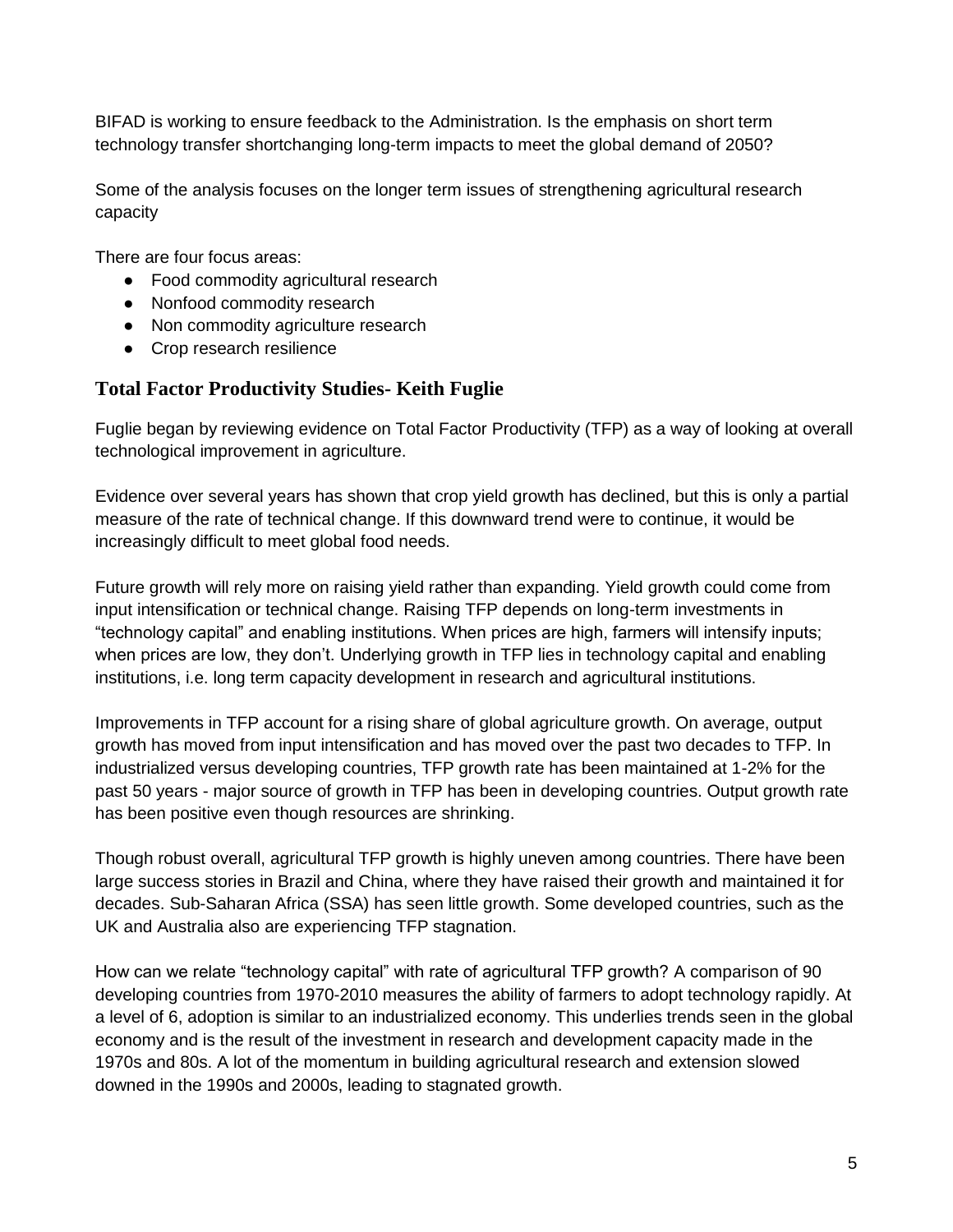BIFAD is working to ensure feedback to the Administration. Is the emphasis on short term technology transfer shortchanging long-term impacts to meet the global demand of 2050?

Some of the analysis focuses on the longer term issues of strengthening agricultural research capacity

There are four focus areas:

- Food commodity agricultural research
- Nonfood commodity research
- Non commodity agriculture research
- Crop research resilience

## Total Factor Productivity Studies- Keith Fuglie

Fuglie began by reviewing evidence on Total Factor Productivity (TFP) as a way of looking at overall technological improvement in agriculture.

Evidence over several years has shown that crop yield growth has declined, but this is only a partial measure of the rate of technical change. If this downward trend were to continue, it would be increasingly difficult to meet global food needs.

Future growth will rely more on raising yield rather than expanding. Yield growth could come from input intensification or technical change. Raising TFP depends on long-term investments in "technology capital" and enabling institutions. When prices are high, farmers will intensify inputs; when prices are low, they don't. Underlying growth in TFP lies in technology capital and enabling institutions, i.e. long term capacity development in research and agricultural institutions.

Improvements in TFP account for a rising share of global agriculture growth. On average, output growth has moved from input intensification and has moved over the past two decades to TFP. In industrialized versus developing countries, TFP growth rate has been maintained at 1-2% for the past 50 years - major source of growth in TFP has been in developing countries. Output growth rate has been positive even though resources are shrinking.

Though robust overall, agricultural TFP growth is highly uneven among countries. There have been large success stories in Brazil and China, where they have raised their growth and maintained it for decades. Sub-Saharan Africa (SSA) has seen little growth. Some developed countries, such as the UK and Australia also are experiencing TFP stagnation.

How can we relate "technology capital" with rate of agricultural TFP growth? A comparison of 90 developing countries from 1970-2010 measures the ability of farmers to adopt technology rapidly. At a level of 6, adoption is similar to an industrialized economy. This underlies trends seen in the global economy and is the result of the investment in research and development capacity made in the 1970s and 80s. A lot of the momentum in building agricultural research and extension slowed downed in the 1990s and 2000s, leading to stagnated growth.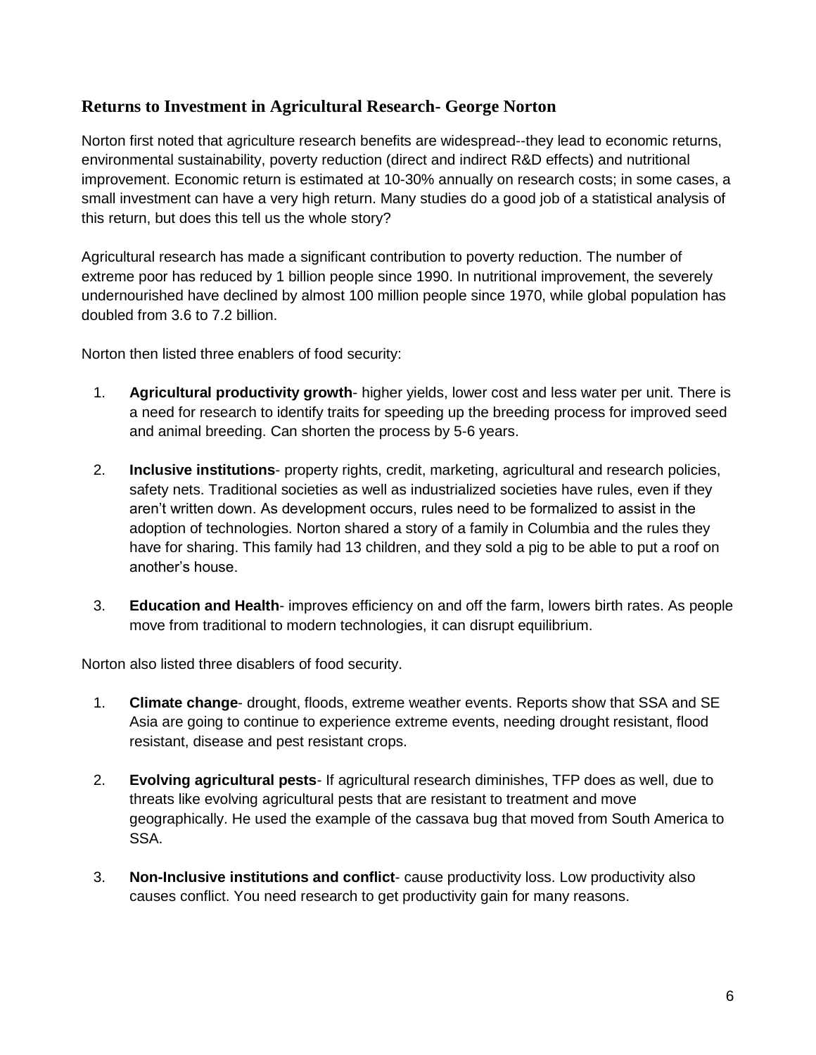## Returns to Investment in Agricultural Research- George Norton

Norton first noted that agriculture research benefits are widespread--they lead to economic returns, environmental sustainability, poverty reduction (direct and indirect R&D effects) and nutritional improvement. Economic return is estimated at 10-30% annually on research costs; in some cases, a small investment can have a very high return. Many studies do a good job of a statistical analysis of this return, but does this tell us the whole story?

Agricultural research has made a significant contribution to poverty reduction. The number of extreme poor has reduced by 1 billion people since 1990. In nutritional improvement, the severely undernourished have declined by almost 100 million people since 1970, while global population has doubled from 3.6 to 7.2 billion.

Norton then listed three enablers of food security:

1. **Agricultural productivity growth**- higher yields, lower cost and less water per unit. There is a need for research to identify traits for speeding up the breeding process for improved seed and animal breeding. Can shorten the process by 5-6 years.

2. **Inclusive institutions**- property rights, credit, marketing, agricultural and research policies, safety nets. Traditional societies as well as industrialized societies have rules, even if they aren't written down. As development occurs, rules need to be formalized to assist in the adoption of technologies. Norton shared a story of a family in Columbia and the rules they have for sharing. This family had 13 children, and they sold a pig to be able to put a roof on another's house.

3. **Education and Health**- improves efficiency on and off the farm, lowers birth rates. As people move from traditional to modern technologies, it can disrupt equilibrium.

Norton also listed three disablers of food security.

1. **Climate change**- drought, floods, extreme weather events. Reports show that SSA and SE Asia are going to continue to experience extreme events, needing drought resistant, flood resistant, disease and pest resistant crops.

2. **Evolving agricultural pests**- If agricultural research diminishes, TFP does as well, due to threats like evolving agricultural pests that are resistant to treatment and move geographically. He used the example of the cassava bug that moved from South America to SSA.

3. **Non-Inclusive institutions and conflict**- cause productivity loss. Low productivity also causes conflict. You need research to get productivity gain for many reasons.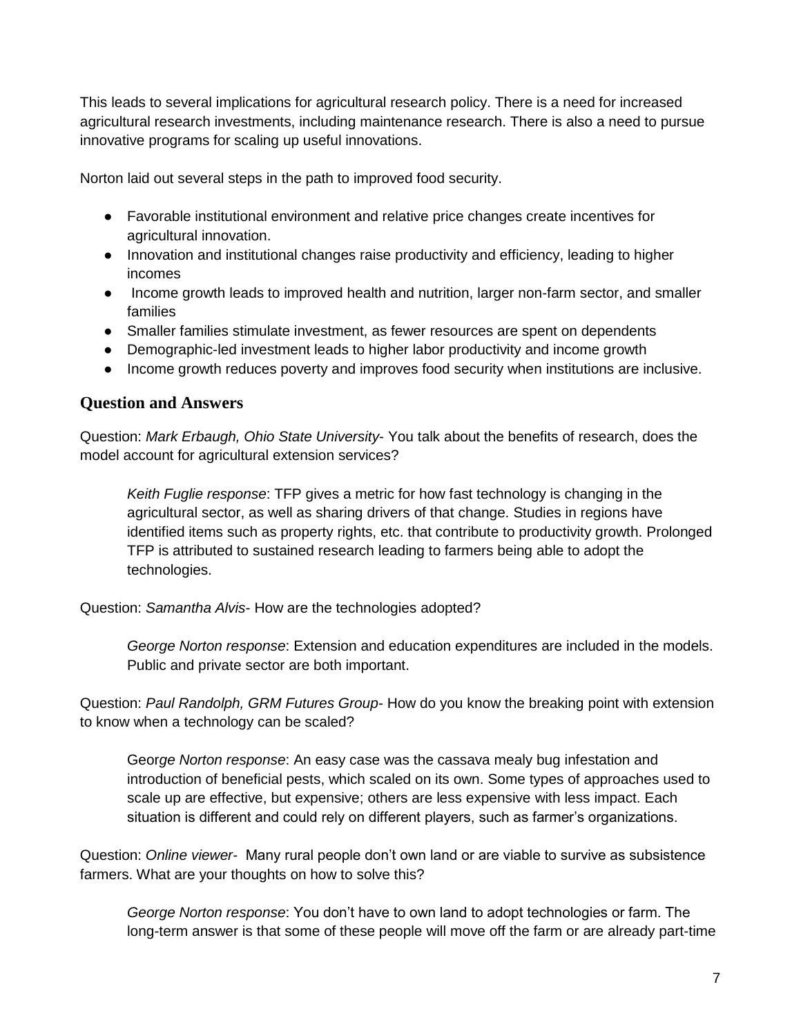This leads to several implications for agricultural research policy. There is a need for increased agricultural research investments, including maintenance research. There is also a need to pursue innovative programs for scaling up useful innovations.

Norton laid out several steps in the path to improved food security.

- Favorable institutional environment and relative price changes create incentives for agricultural innovation.
- Innovation and institutional changes raise productivity and efficiency, leading to higher incomes
- Income growth leads to improved health and nutrition, larger non-farm sector, and smaller families
- Smaller families stimulate investment, as fewer resources are spent on dependents
- Demographic-led investment leads to higher labor productivity and income growth
- Income growth reduces poverty and improves food security when institutions are inclusive.

### Question and Answers

Question: *Mark Erbaugh, Ohio State University*- You talk about the benefits of research, does the model account for agricultural extension services?

> *Keith Fuglie response*: TFP gives a metric for how fast technology is changing in the agricultural sector, as well as sharing drivers of that change. Studies in regions have identified items such as property rights, etc. that contribute to productivity growth. Prolonged TFP is attributed to sustained research leading to farmers being able to adopt the technologies.

Question: *Samantha Alvis*- How are the technologies adopted?

> *George Norton response*: Extension and education expenditures are included in the models. Public and private sector are both important.

Question: *Paul Randolph, GRM Futures Group*- How do you know the breaking point with extension to know when a technology can be scaled?

> *George Norton response*: An easy case was the cassava mealy bug infestation and introduction of beneficial pests, which scaled on its own. Some types of approaches used to scale up are effective, but expensive; others are less expensive with less impact. Each situation is different and could rely on different players, such as farmer's organizations.

Question: *Online viewer*- Many rural people don't own land or are viable to survive as subsistence farmers. What are your thoughts on how to solve this?

> *George Norton response*: You don't have to own land to adopt technologies or farm. The long-term answer is that some of these people will move off the farm or are already part-time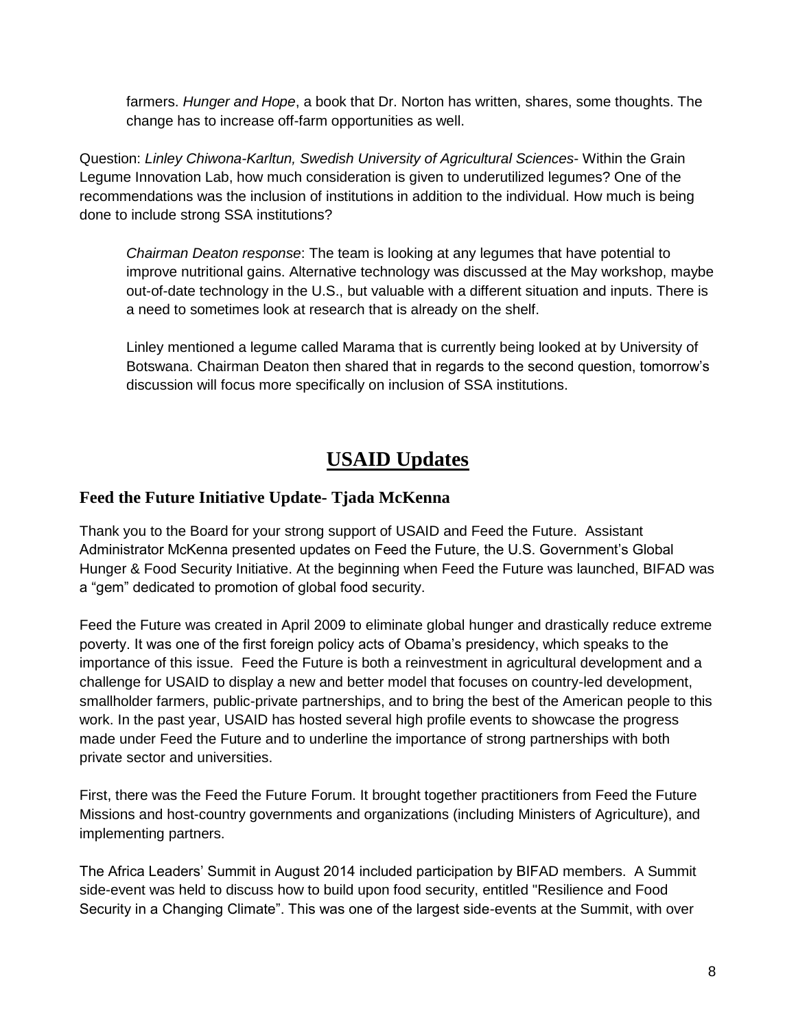farmers. *Hunger and Hope*, a book that Dr. Norton has written, shares, some thoughts. The change has to increase off-farm opportunities as well.

Question: *Linley Chiwona-Karltun, Swedish University of Agricultural Sciences*- Within the Grain Legume Innovation Lab, how much consideration is given to underutilized legumes? One of the recommendations was the inclusion of institutions in addition to the individual. How much is being done to include strong SSA institutions?

*Chairman Deaton response*: The team is looking at any legumes that have potential to improve nutritional gains. Alternative technology was discussed at the May workshop, maybe out-of-date technology in the U.S., but valuable with a different situation and inputs. There is a need to sometimes look at research that is already on the shelf.

Linley mentioned a legume called Marama that is currently being looked at by University of Botswana. Chairman Deaton then shared that in regards to the second question, tomorrow's discussion will focus more specifically on inclusion of SSA institutions.

# USAID Updates

## Feed the Future Initiative Update- Tjada McKenna

Thank you to the Board for your strong support of USAID and Feed the Future. Assistant Administrator McKenna presented updates on Feed the Future, the U.S. Government's Global Hunger & Food Security Initiative. At the beginning when Feed the Future was launched, BIFAD was a "gem" dedicated to promotion of global food security.

Feed the Future was created in April 2009 to eliminate global hunger and drastically reduce extreme poverty. It was one of the first foreign policy acts of Obama's presidency, which speaks to the importance of this issue. Feed the Future is both a reinvestment in agricultural development and a challenge for USAID to display a new and better model that focuses on country-led development, smallholder farmers, public-private partnerships, and to bring the best of the American people to this work. In the past year, USAID has hosted several high profile events to showcase the progress made under Feed the Future and to underline the importance of strong partnerships with both private sector and universities.

First, there was the Feed the Future Forum. It brought together practitioners from Feed the Future Missions and host-country governments and organizations (including Ministers of Agriculture), and implementing partners.

The Africa Leaders' Summit in August 2014 included participation by BIFAD members. A Summit side-event was held to discuss how to build upon food security, entitled "Resilience and Food Security in a Changing Climate". This was one of the largest side-events at the Summit, with over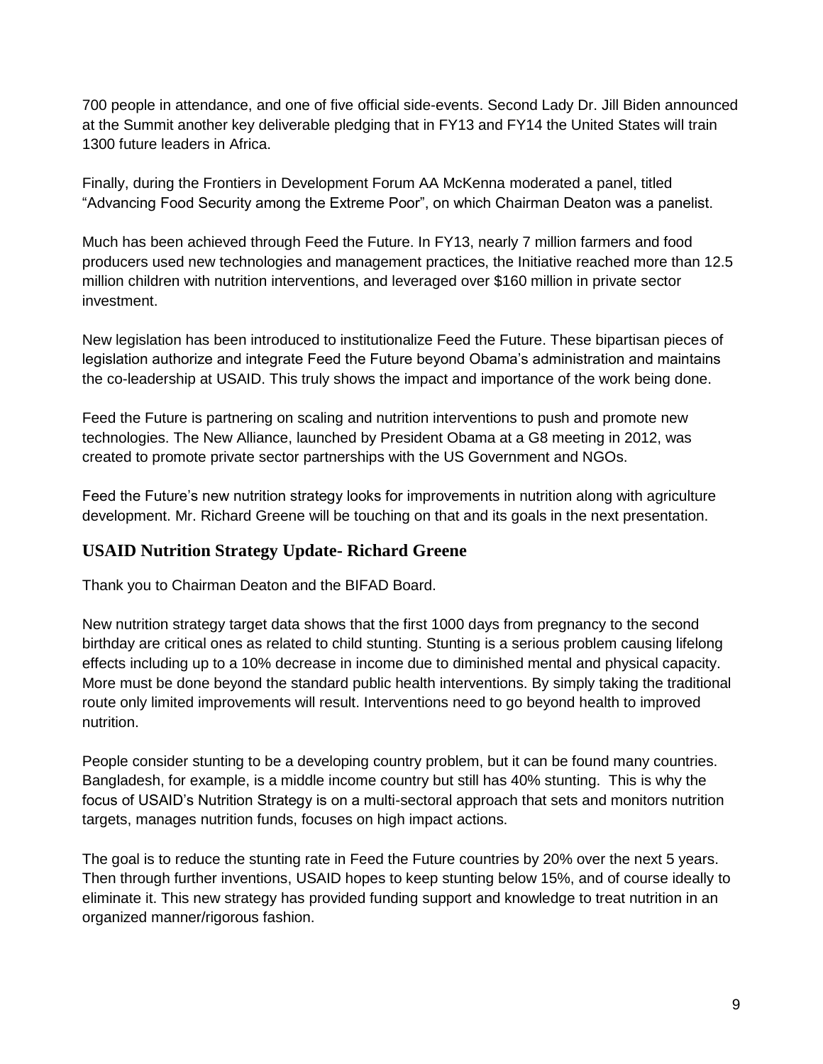700 people in attendance, and one of five official side-events. Second Lady Dr. Jill Biden announced at the Summit another key deliverable pledging that in FY13 and FY14 the United States will train 1300 future leaders in Africa.

Finally, during the Frontiers in Development Forum AA McKenna moderated a panel, titled "Advancing Food Security among the Extreme Poor", on which Chairman Deaton was a panelist.

Much has been achieved through Feed the Future. In FY13, nearly 7 million farmers and food producers used new technologies and management practices, the Initiative reached more than 12.5 million children with nutrition interventions, and leveraged over $160 million in private sector investment.

New legislation has been introduced to institutionalize Feed the Future. These bipartisan pieces of legislation authorize and integrate Feed the Future beyond Obama's administration and maintains the co-leadership at USAID. This truly shows the impact and importance of the work being done.

Feed the Future is partnering on scaling and nutrition interventions to push and promote new technologies. The New Alliance, launched by President Obama at a G8 meeting in 2012, was created to promote private sector partnerships with the US Government and NGOs.

Feed the Future's new nutrition strategy looks for improvements in nutrition along with agriculture development. Mr. Richard Greene will be touching on that and its goals in the next presentation.

## USAID Nutrition Strategy Update- Richard Greene

Thank you to Chairman Deaton and the BIFAD Board.

New nutrition strategy target data shows that the first 1000 days from pregnancy to the second birthday are critical ones as related to child stunting. Stunting is a serious problem causing lifelong effects including up to a 10% decrease in income due to diminished mental and physical capacity. More must be done beyond the standard public health interventions. By simply taking the traditional route only limited improvements will result. Interventions need to go beyond health to improved nutrition.

People consider stunting to be a developing country problem, but it can be found many countries. Bangladesh, for example, is a middle income country but still has 40% stunting. This is why the focus of USAID's Nutrition Strategy is on a multi-sectoral approach that sets and monitors nutrition targets, manages nutrition funds, focuses on high impact actions.

The goal is to reduce the stunting rate in Feed the Future countries by 20% over the next 5 years. Then through further inventions, USAID hopes to keep stunting below 15%, and of course ideally to eliminate it. This new strategy has provided funding support and knowledge to treat nutrition in an organized manner/rigorous fashion.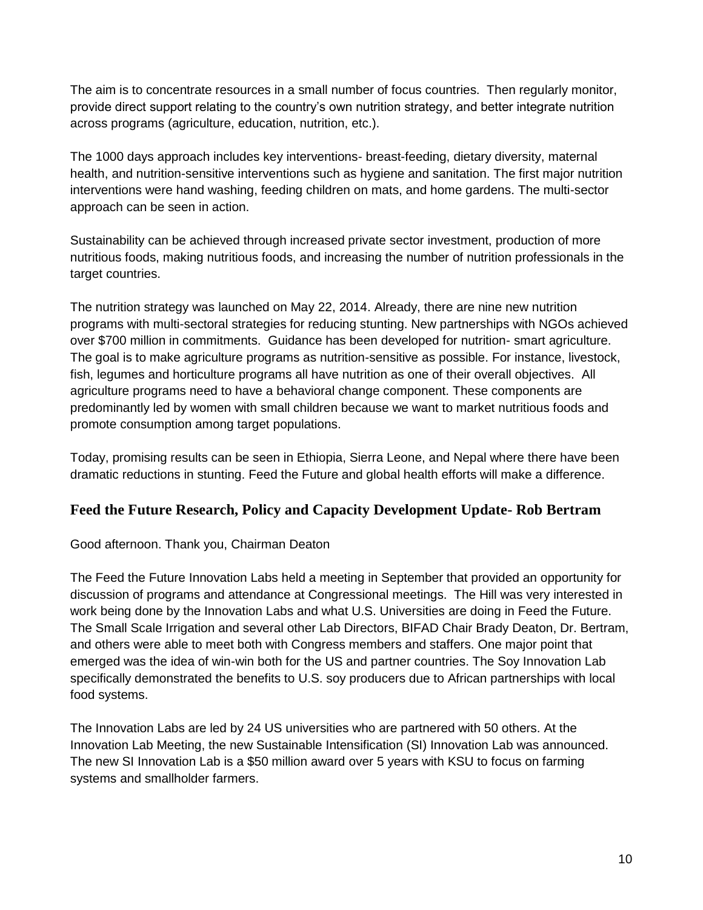The aim is to concentrate resources in a small number of focus countries. Then regularly monitor, provide direct support relating to the country's own nutrition strategy, and better integrate nutrition across programs (agriculture, education, nutrition, etc.).

The 1000 days approach includes key interventions- breast-feeding, dietary diversity, maternal health, and nutrition-sensitive interventions such as hygiene and sanitation. The first major nutrition interventions were hand washing, feeding children on mats, and home gardens. The multi-sector approach can be seen in action.

Sustainability can be achieved through increased private sector investment, production of more nutritious foods, making nutritious foods, and increasing the number of nutrition professionals in the target countries.

The nutrition strategy was launched on May 22, 2014. Already, there are nine new nutrition programs with multi-sectoral strategies for reducing stunting. New partnerships with NGOs achieved over $700 million in commitments. Guidance has been developed for nutrition- smart agriculture. The goal is to make agriculture programs as nutrition-sensitive as possible. For instance, livestock, fish, legumes and horticulture programs all have nutrition as one of their overall objectives. All agriculture programs need to have a behavioral change component. These components are predominantly led by women with small children because we want to market nutritious foods and promote consumption among target populations.

Today, promising results can be seen in Ethiopia, Sierra Leone, and Nepal where there have been dramatic reductions in stunting. Feed the Future and global health efforts will make a difference.

## Feed the Future Research, Policy and Capacity Development Update- Rob Bertram

Good afternoon. Thank you, Chairman Deaton

The Feed the Future Innovation Labs held a meeting in September that provided an opportunity for discussion of programs and attendance at Congressional meetings. The Hill was very interested in work being done by the Innovation Labs and what U.S. Universities are doing in Feed the Future. The Small Scale Irrigation and several other Lab Directors, BIFAD Chair Brady Deaton, Dr. Bertram, and others were able to meet both with Congress members and staffers. One major point that emerged was the idea of win-win both for the US and partner countries. The Soy Innovation Lab specifically demonstrated the benefits to U.S. soy producers due to African partnerships with local food systems.

The Innovation Labs are led by 24 US universities who are partnered with 50 others. At the Innovation Lab Meeting, the new Sustainable Intensification (SI) Innovation Lab was announced. The new SI Innovation Lab is a $50 million award over 5 years with KSU to focus on farming systems and smallholder farmers.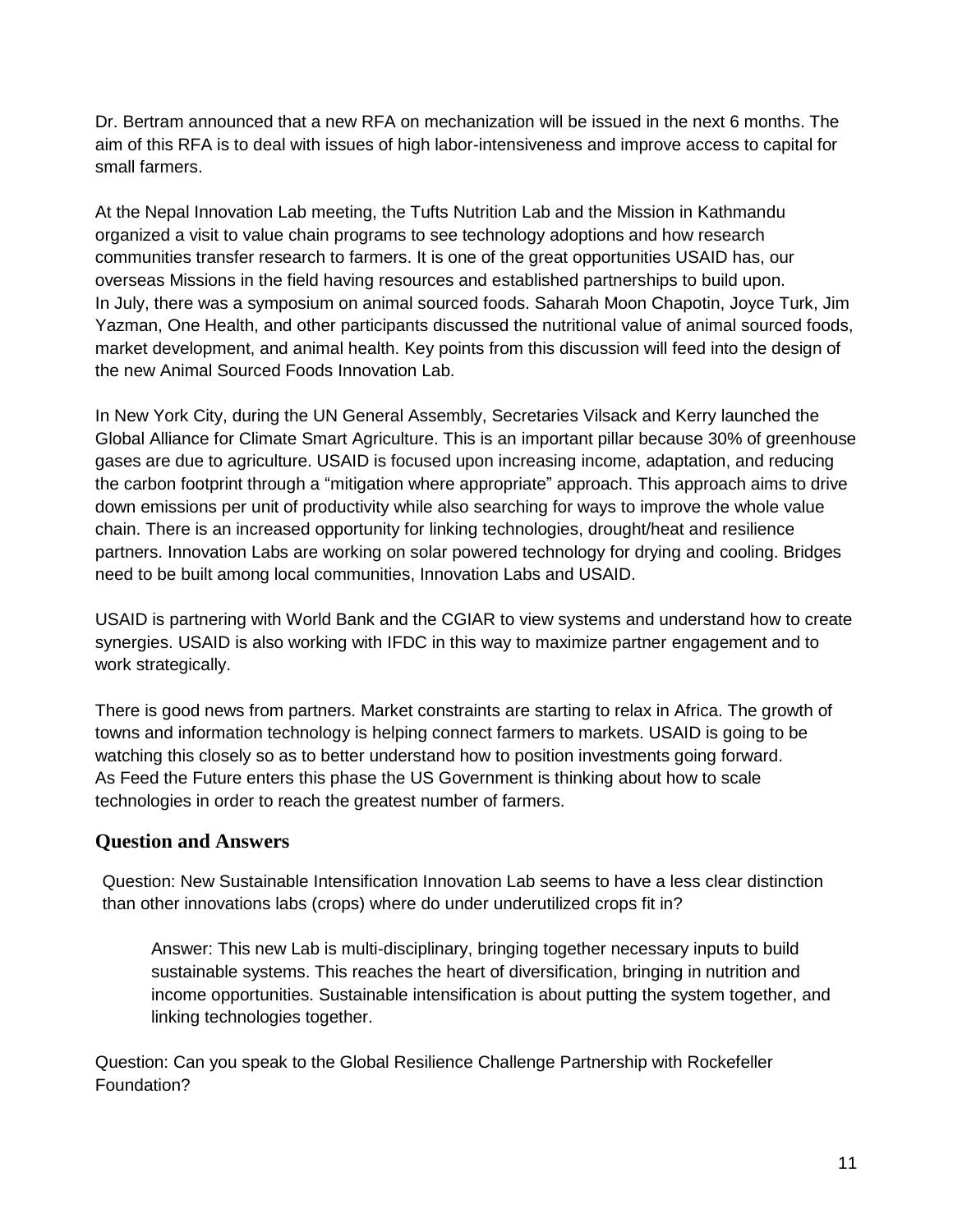Dr. Bertram announced that a new RFA on mechanization will be issued in the next 6 months. The aim of this RFA is to deal with issues of high labor-intensiveness and improve access to capital for small farmers.

At the Nepal Innovation Lab meeting, the Tufts Nutrition Lab and the Mission in Kathmandu organized a visit to value chain programs to see technology adoptions and how research communities transfer research to farmers. It is one of the great opportunities USAID has, our overseas Missions in the field having resources and established partnerships to build upon. In July, there was a symposium on animal sourced foods. Saharah Moon Chapotin, Joyce Turk, Jim Yazman, One Health, and other participants discussed the nutritional value of animal sourced foods, market development, and animal health. Key points from this discussion will feed into the design of the new Animal Sourced Foods Innovation Lab.

In New York City, during the UN General Assembly, Secretaries Vilsack and Kerry launched the Global Alliance for Climate Smart Agriculture. This is an important pillar because 30% of greenhouse gases are due to agriculture. USAID is focused upon increasing income, adaptation, and reducing the carbon footprint through a "mitigation where appropriate" approach. This approach aims to drive down emissions per unit of productivity while also searching for ways to improve the whole value chain. There is an increased opportunity for linking technologies, drought/heat and resilience partners. Innovation Labs are working on solar powered technology for drying and cooling. Bridges need to be built among local communities, Innovation Labs and USAID.

USAID is partnering with World Bank and the CGIAR to view systems and understand how to create synergies. USAID is also working with IFDC in this way to maximize partner engagement and to work strategically.

There is good news from partners. Market constraints are starting to relax in Africa. The growth of towns and information technology is helping connect farmers to markets. USAID is going to be watching this closely so as to better understand how to position investments going forward. As Feed the Future enters this phase the US Government is thinking about how to scale technologies in order to reach the greatest number of farmers.

## Question and Answers

Question: New Sustainable Intensification Innovation Lab seems to have a less clear distinction than other innovations labs (crops) where do under underutilized crops fit in?

> Answer: This new Lab is multi-disciplinary, bringing together necessary inputs to build sustainable systems. This reaches the heart of diversification, bringing in nutrition and income opportunities. Sustainable intensification is about putting the system together, and linking technologies together.

Question: Can you speak to the Global Resilience Challenge Partnership with Rockefeller Foundation?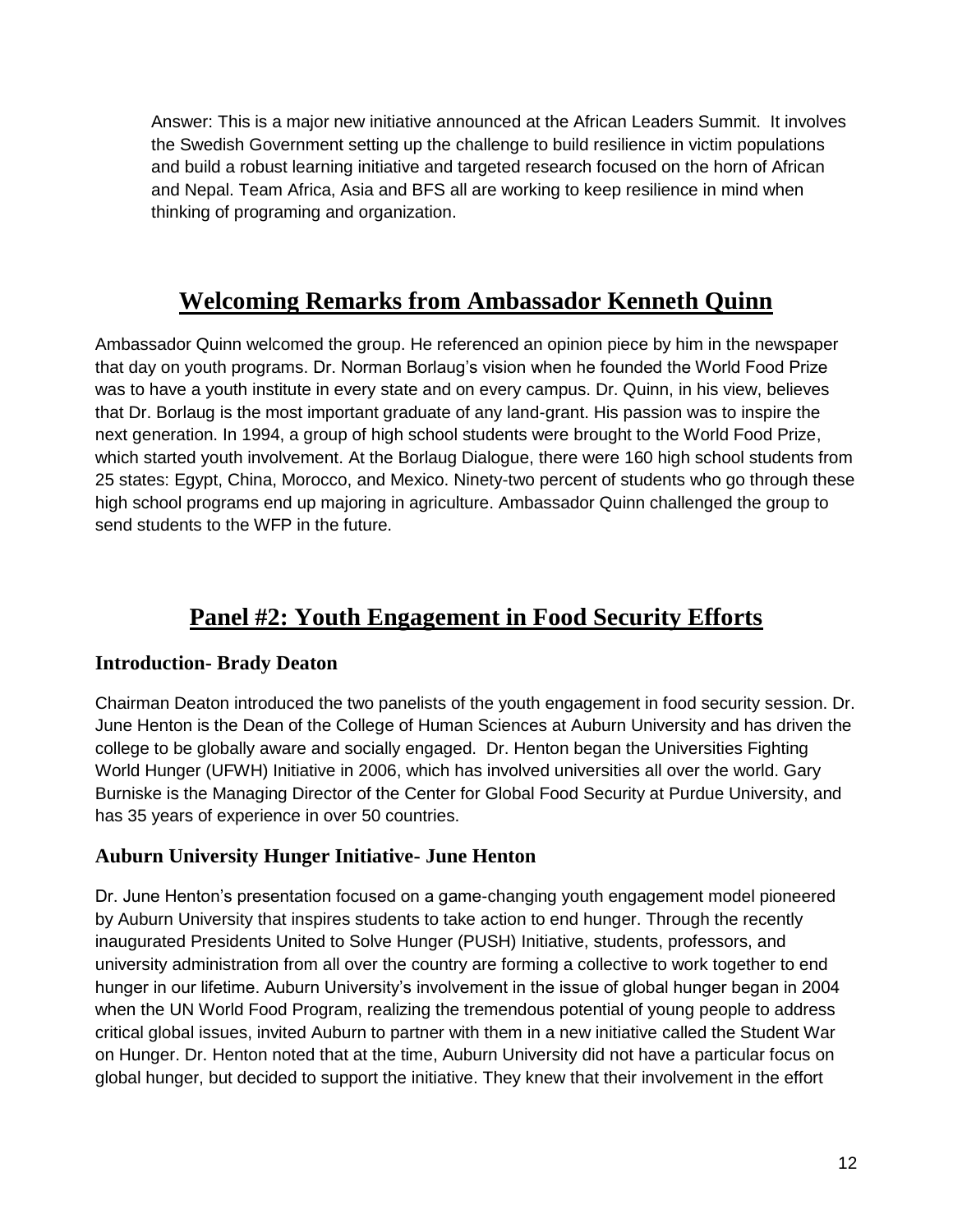Answer: This is a major new initiative announced at the African Leaders Summit. It involves the Swedish Government setting up the challenge to build resilience in victim populations and build a robust learning initiative and targeted research focused on the horn of African and Nepal. Team Africa, Asia and BFS all are working to keep resilience in mind when thinking of programing and organization.

## Welcoming Remarks from Ambassador Kenneth Quinn

Ambassador Quinn welcomed the group. He referenced an opinion piece by him in the newspaper that day on youth programs. Dr. Norman Borlaug's vision when he founded the World Food Prize was to have a youth institute in every state and on every campus. Dr. Quinn, in his view, believes that Dr. Borlaug is the most important graduate of any land-grant. His passion was to inspire the next generation. In 1994, a group of high school students were brought to the World Food Prize, which started youth involvement. At the Borlaug Dialogue, there were 160 high school students from 25 states: Egypt, China, Morocco, and Mexico. Ninety-two percent of students who go through these high school programs end up majoring in agriculture. Ambassador Quinn challenged the group to send students to the WFP in the future.

## Panel #2: Youth Engagement in Food Security Efforts

### Introduction- Brady Deaton

Chairman Deaton introduced the two panelists of the youth engagement in food security session. Dr. June Henton is the Dean of the College of Human Sciences at Auburn University and has driven the college to be globally aware and socially engaged. Dr. Henton began the Universities Fighting World Hunger (UFWH) Initiative in 2006, which has involved universities all over the world. Gary Burniske is the Managing Director of the Center for Global Food Security at Purdue University, and has 35 years of experience in over 50 countries.

### Auburn University Hunger Initiative- June Henton

Dr. June Henton's presentation focused on a game-changing youth engagement model pioneered by Auburn University that inspires students to take action to end hunger. Through the recently inaugurated Presidents United to Solve Hunger (PUSH) Initiative, students, professors, and university administration from all over the country are forming a collective to work together to end hunger in our lifetime. Auburn University's involvement in the issue of global hunger began in 2004 when the UN World Food Program, realizing the tremendous potential of young people to address critical global issues, invited Auburn to partner with them in a new initiative called the Student War on Hunger. Dr. Henton noted that at the time, Auburn University did not have a particular focus on global hunger, but decided to support the initiative. They knew that their involvement in the effort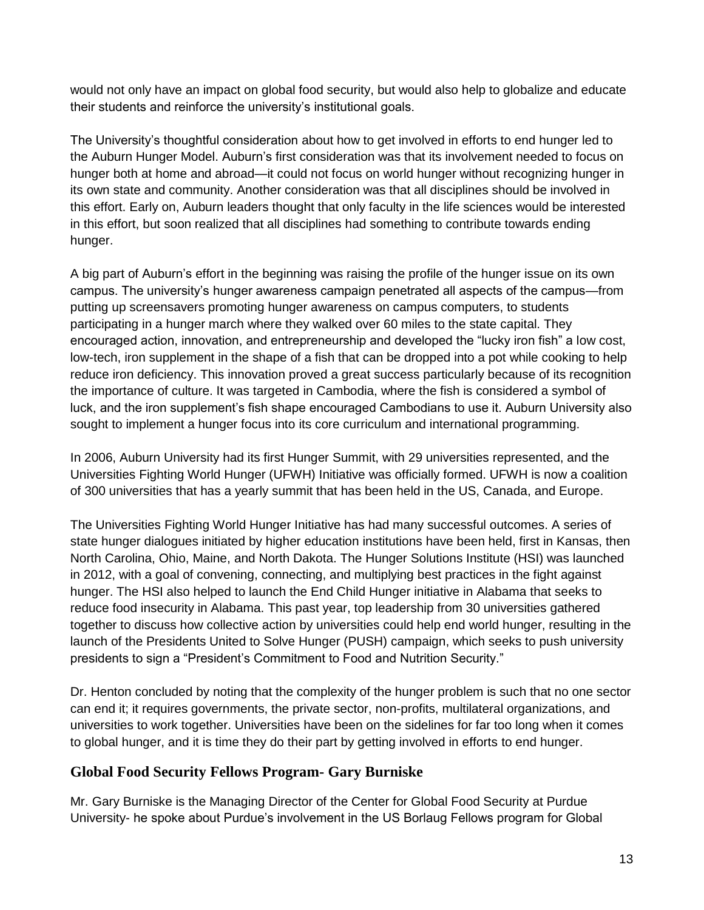would not only have an impact on global food security, but would also help to globalize and educate their students and reinforce the university's institutional goals.

The University's thoughtful consideration about how to get involved in efforts to end hunger led to the Auburn Hunger Model. Auburn's first consideration was that its involvement needed to focus on hunger both at home and abroad—it could not focus on world hunger without recognizing hunger in its own state and community. Another consideration was that all disciplines should be involved in this effort. Early on, Auburn leaders thought that only faculty in the life sciences would be interested in this effort, but soon realized that all disciplines had something to contribute towards ending hunger.

A big part of Auburn's effort in the beginning was raising the profile of the hunger issue on its own campus. The university's hunger awareness campaign penetrated all aspects of the campus—from putting up screensavers promoting hunger awareness on campus computers, to students participating in a hunger march where they walked over 60 miles to the state capital. They encouraged action, innovation, and entrepreneurship and developed the "lucky iron fish" a low cost, low-tech, iron supplement in the shape of a fish that can be dropped into a pot while cooking to help reduce iron deficiency. This innovation proved a great success particularly because of its recognition the importance of culture. It was targeted in Cambodia, where the fish is considered a symbol of luck, and the iron supplement's fish shape encouraged Cambodians to use it. Auburn University also sought to implement a hunger focus into its core curriculum and international programming.

In 2006, Auburn University had its first Hunger Summit, with 29 universities represented, and the Universities Fighting World Hunger (UFWH) Initiative was officially formed. UFWH is now a coalition of 300 universities that has a yearly summit that has been held in the US, Canada, and Europe.

The Universities Fighting World Hunger Initiative has had many successful outcomes. A series of state hunger dialogues initiated by higher education institutions have been held, first in Kansas, then North Carolina, Ohio, Maine, and North Dakota. The Hunger Solutions Institute (HSI) was launched in 2012, with a goal of convening, connecting, and multiplying best practices in the fight against hunger. The HSI also helped to launch the End Child Hunger initiative in Alabama that seeks to reduce food insecurity in Alabama. This past year, top leadership from 30 universities gathered together to discuss how collective action by universities could help end world hunger, resulting in the launch of the Presidents United to Solve Hunger (PUSH) campaign, which seeks to push university presidents to sign a "President's Commitment to Food and Nutrition Security."

Dr. Henton concluded by noting that the complexity of the hunger problem is such that no one sector can end it; it requires governments, the private sector, non-profits, multilateral organizations, and universities to work together. Universities have been on the sidelines for far too long when it comes to global hunger, and it is time they do their part by getting involved in efforts to end hunger.

## Global Food Security Fellows Program- Gary Burniske

Mr. Gary Burniske is the Managing Director of the Center for Global Food Security at Purdue University- he spoke about Purdue's involvement in the US Borlaug Fellows program for Global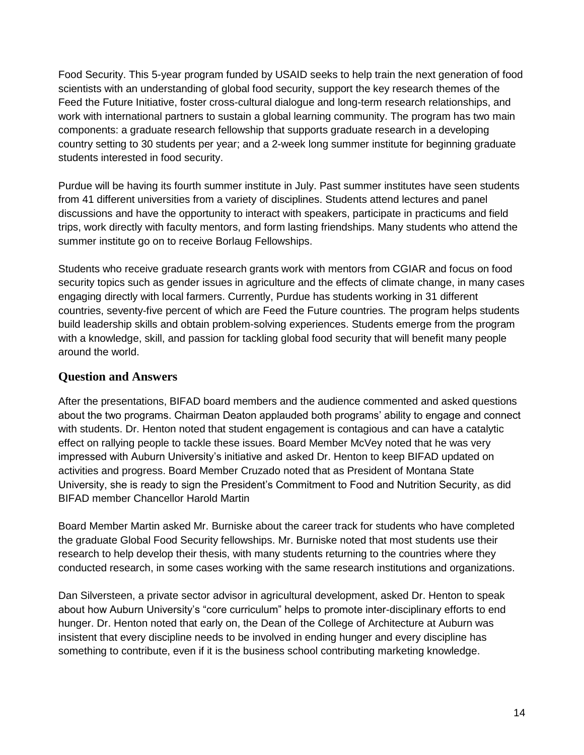Food Security. This 5-year program funded by USAID seeks to help train the next generation of food scientists with an understanding of global food security, support the key research themes of the Feed the Future Initiative, foster cross-cultural dialogue and long-term research relationships, and work with international partners to sustain a global learning community. The program has two main components: a graduate research fellowship that supports graduate research in a developing country setting to 30 students per year; and a 2-week long summer institute for beginning graduate students interested in food security.

Purdue will be having its fourth summer institute in July. Past summer institutes have seen students from 41 different universities from a variety of disciplines. Students attend lectures and panel discussions and have the opportunity to interact with speakers, participate in practicums and field trips, work directly with faculty mentors, and form lasting friendships. Many students who attend the summer institute go on to receive Borlaug Fellowships.

Students who receive graduate research grants work with mentors from CGIAR and focus on food security topics such as gender issues in agriculture and the effects of climate change, in many cases engaging directly with local farmers. Currently, Purdue has students working in 31 different countries, seventy-five percent of which are Feed the Future countries. The program helps students build leadership skills and obtain problem-solving experiences. Students emerge from the program with a knowledge, skill, and passion for tackling global food security that will benefit many people around the world.

## Question and Answers

After the presentations, BIFAD board members and the audience commented and asked questions about the two programs. Chairman Deaton applauded both programs' ability to engage and connect with students. Dr. Henton noted that student engagement is contagious and can have a catalytic effect on rallying people to tackle these issues. Board Member McVey noted that he was very impressed with Auburn University's initiative and asked Dr. Henton to keep BIFAD updated on activities and progress. Board Member Cruzado noted that as President of Montana State University, she is ready to sign the President's Commitment to Food and Nutrition Security, as did BIFAD member Chancellor Harold Martin

Board Member Martin asked Mr. Burniske about the career track for students who have completed the graduate Global Food Security fellowships. Mr. Burniske noted that most students use their research to help develop their thesis, with many students returning to the countries where they conducted research, in some cases working with the same research institutions and organizations.

Dan Silversteen, a private sector advisor in agricultural development, asked Dr. Henton to speak about how Auburn University's "core curriculum" helps to promote inter-disciplinary efforts to end hunger. Dr. Henton noted that early on, the Dean of the College of Architecture at Auburn was insistent that every discipline needs to be involved in ending hunger and every discipline has something to contribute, even if it is the business school contributing marketing knowledge.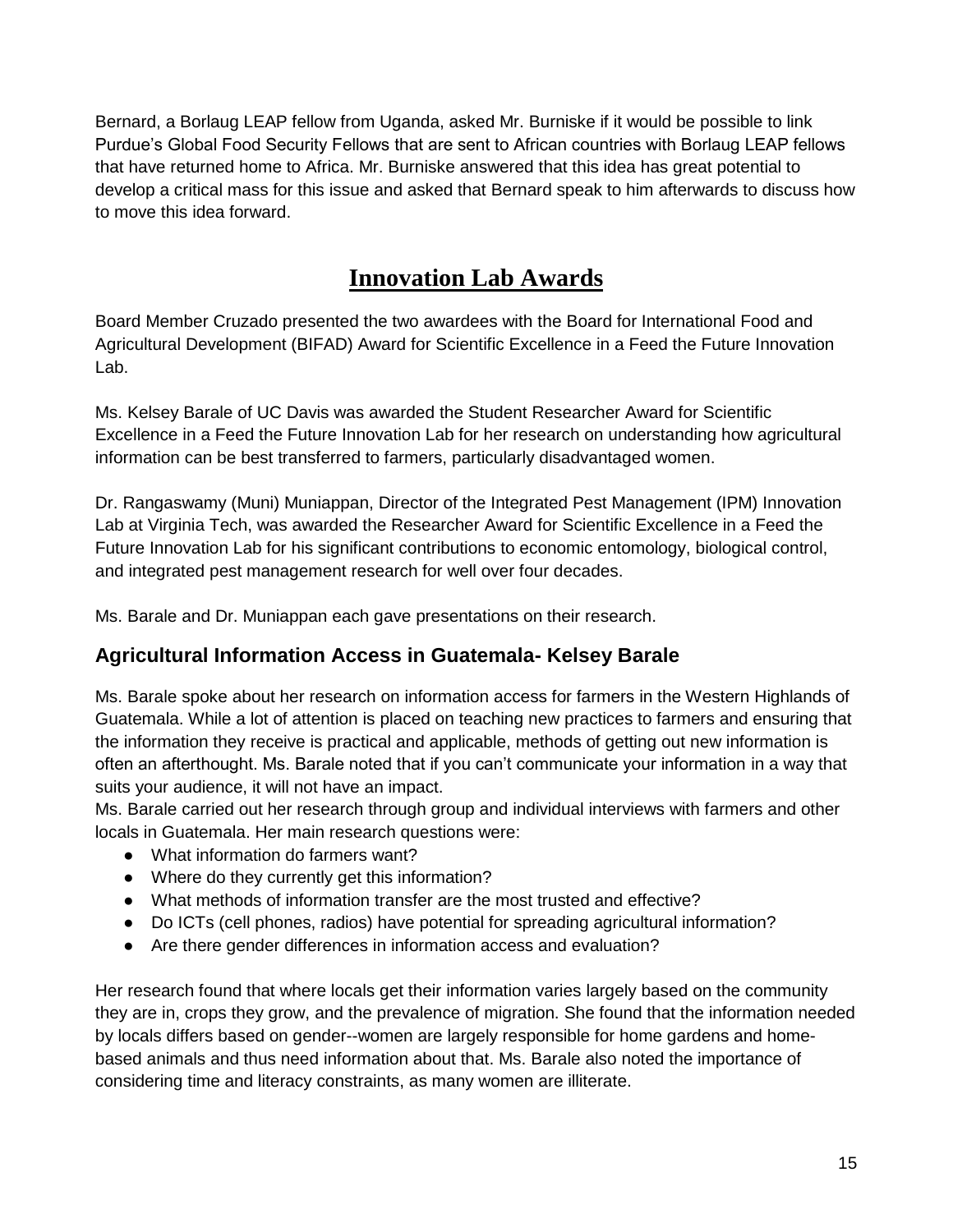Bernard, a Borlaug LEAP fellow from Uganda, asked Mr. Burniske if it would be possible to link Purdue's Global Food Security Fellows that are sent to African countries with Borlaug LEAP fellows that have returned home to Africa. Mr. Burniske answered that this idea has great potential to develop a critical mass for this issue and asked that Bernard speak to him afterwards to discuss how to move this idea forward.

# Innovation Lab Awards

Board Member Cruzado presented the two awardees with the Board for International Food and Agricultural Development (BIFAD) Award for Scientific Excellence in a Feed the Future Innovation Lab.

Ms. Kelsey Barale of UC Davis was awarded the Student Researcher Award for Scientific Excellence in a Feed the Future Innovation Lab for her research on understanding how agricultural information can be best transferred to farmers, particularly disadvantaged women.

Dr. Rangaswamy (Muni) Muniappan, Director of the Integrated Pest Management (IPM) Innovation Lab at Virginia Tech, was awarded the Researcher Award for Scientific Excellence in a Feed the Future Innovation Lab for his significant contributions to economic entomology, biological control, and integrated pest management research for well over four decades.

Ms. Barale and Dr. Muniappan each gave presentations on their research.

## Agricultural Information Access in Guatemala- Kelsey Barale

Ms. Barale spoke about her research on information access for farmers in the Western Highlands of Guatemala. While a lot of attention is placed on teaching new practices to farmers and ensuring that the information they receive is practical and applicable, methods of getting out new information is often an afterthought. Ms. Barale noted that if you can't communicate your information in a way that suits your audience, it will not have an impact.

Ms. Barale carried out her research through group and individual interviews with farmers and other locals in Guatemala. Her main research questions were:

- What information do farmers want?
- Where do they currently get this information?
- What methods of information transfer are the most trusted and effective?
- Do ICTs (cell phones, radios) have potential for spreading agricultural information?
- Are there gender differences in information access and evaluation?

Her research found that where locals get their information varies largely based on the community they are in, crops they grow, and the prevalence of migration. She found that the information needed by locals differs based on gender--women are largely responsible for home gardens and home-based animals and thus need information about that. Ms. Barale also noted the importance of considering time and literacy constraints, as many women are illiterate.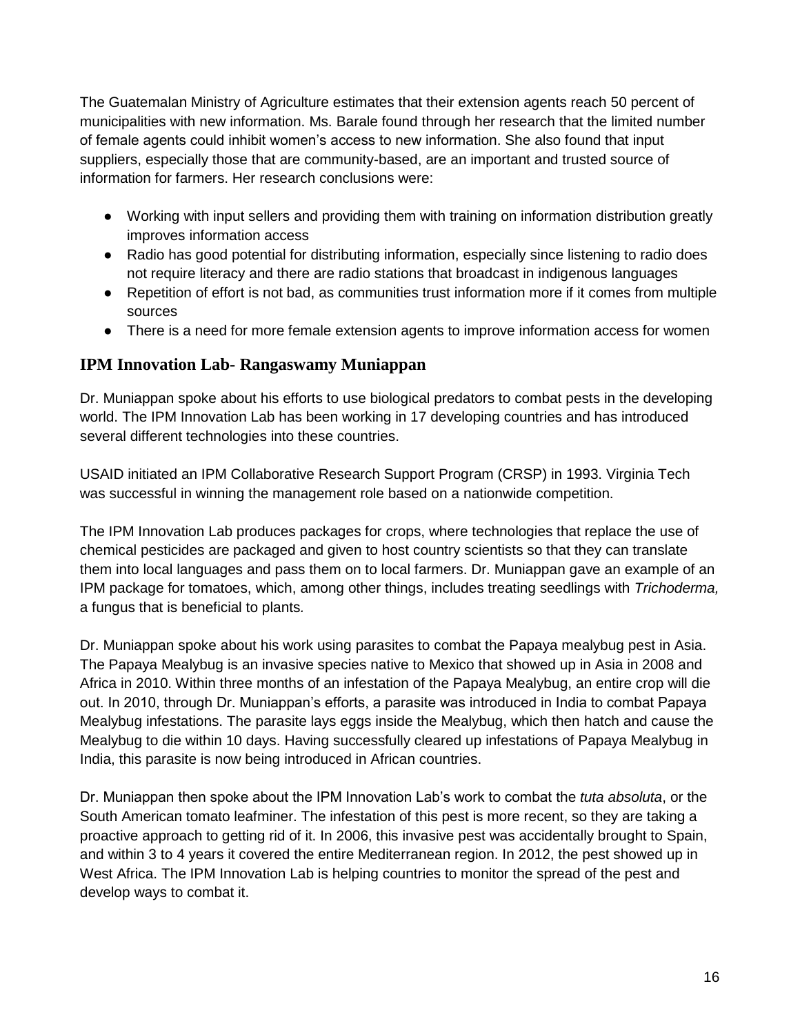The Guatemalan Ministry of Agriculture estimates that their extension agents reach 50 percent of municipalities with new information. Ms. Barale found through her research that the limited number of female agents could inhibit women's access to new information. She also found that input suppliers, especially those that are community-based, are an important and trusted source of information for farmers. Her research conclusions were:

- Working with input sellers and providing them with training on information distribution greatly improves information access
- Radio has good potential for distributing information, especially since listening to radio does not require literacy and there are radio stations that broadcast in indigenous languages
- Repetition of effort is not bad, as communities trust information more if it comes from multiple sources
- There is a need for more female extension agents to improve information access for women

## IPM Innovation Lab- Rangaswamy Muniappan

Dr. Muniappan spoke about his efforts to use biological predators to combat pests in the developing world. The IPM Innovation Lab has been working in 17 developing countries and has introduced several different technologies into these countries.

USAID initiated an IPM Collaborative Research Support Program (CRSP) in 1993. Virginia Tech was successful in winning the management role based on a nationwide competition.

The IPM Innovation Lab produces packages for crops, where technologies that replace the use of chemical pesticides are packaged and given to host country scientists so that they can translate them into local languages and pass them on to local farmers. Dr. Muniappan gave an example of an IPM package for tomatoes, which, among other things, includes treating seedlings with *Trichoderma,* a fungus that is beneficial to plants.

Dr. Muniappan spoke about his work using parasites to combat the Papaya mealybug pest in Asia. The Papaya Mealybug is an invasive species native to Mexico that showed up in Asia in 2008 and Africa in 2010. Within three months of an infestation of the Papaya Mealybug, an entire crop will die out. In 2010, through Dr. Muniappan's efforts, a parasite was introduced in India to combat Papaya Mealybug infestations. The parasite lays eggs inside the Mealybug, which then hatch and cause the Mealybug to die within 10 days. Having successfully cleared up infestations of Papaya Mealybug in India, this parasite is now being introduced in African countries.

Dr. Muniappan then spoke about the IPM Innovation Lab's work to combat the *tuta absoluta*, or the South American tomato leafminer. The infestation of this pest is more recent, so they are taking a proactive approach to getting rid of it. In 2006, this invasive pest was accidentally brought to Spain, and within 3 to 4 years it covered the entire Mediterranean region. In 2012, the pest showed up in West Africa. The IPM Innovation Lab is helping countries to monitor the spread of the pest and develop ways to combat it.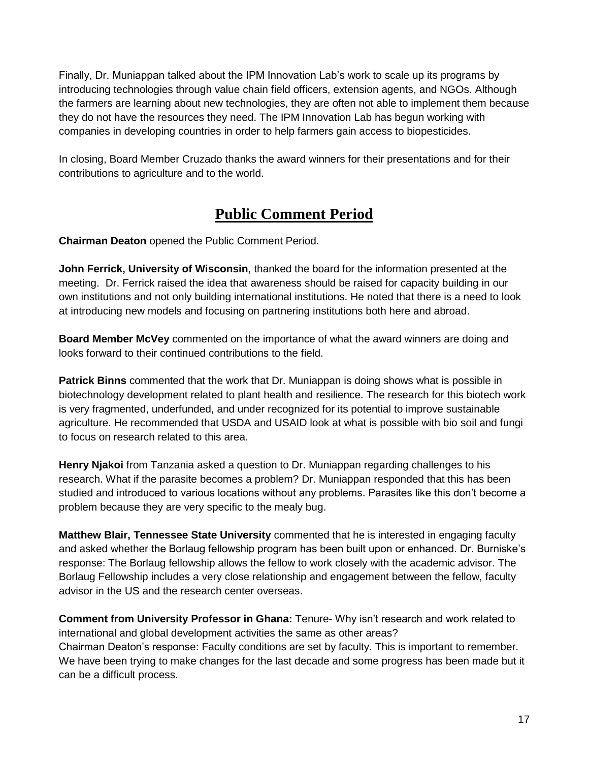Finally, Dr. Muniappan talked about the IPM Innovation Lab's work to scale up its programs by introducing technologies through value chain field officers, extension agents, and NGOs. Although the farmers are learning about new technologies, they are often not able to implement them because they do not have the resources they need. The IPM Innovation Lab has begun working with companies in developing countries in order to help farmers gain access to biopesticides.

In closing, Board Member Cruzado thanks the award winners for their presentations and for their contributions to agriculture and to the world.

## Public Comment Period

**Chairman Deaton** opened the Public Comment Period.

**John Ferrick, University of Wisconsin**, thanked the board for the information presented at the meeting. Dr. Ferrick raised the idea that awareness should be raised for capacity building in our own institutions and not only building international institutions. He noted that there is a need to look at introducing new models and focusing on partnering institutions both here and abroad.

**Board Member McVey** commented on the importance of what the award winners are doing and looks forward to their continued contributions to the field.

**Patrick Binns** commented that the work that Dr. Muniappan is doing shows what is possible in biotechnology development related to plant health and resilience. The research for this biotech work is very fragmented, underfunded, and under recognized for its potential to improve sustainable agriculture. He recommended that USDA and USAID look at what is possible with bio soil and fungi to focus on research related to this area.

**Henry Njakoi** from Tanzania asked a question to Dr. Muniappan regarding challenges to his research. What if the parasite becomes a problem? Dr. Muniappan responded that this has been studied and introduced to various locations without any problems. Parasites like this don't become a problem because they are very specific to the mealy bug.

**Matthew Blair, Tennessee State University** commented that he is interested in engaging faculty and asked whether the Borlaug fellowship program has been built upon or enhanced. Dr. Burniske's response: The Borlaug fellowship allows the fellow to work closely with the academic advisor. The Borlaug Fellowship includes a very close relationship and engagement between the fellow, faculty advisor in the US and the research center overseas.

**Comment from University Professor in Ghana:** Tenure- Why isn't research and work related to international and global development activities the same as other areas?
Chairman Deaton's response: Faculty conditions are set by faculty. This is important to remember. We have been trying to make changes for the last decade and some progress has been made but it can be a difficult process.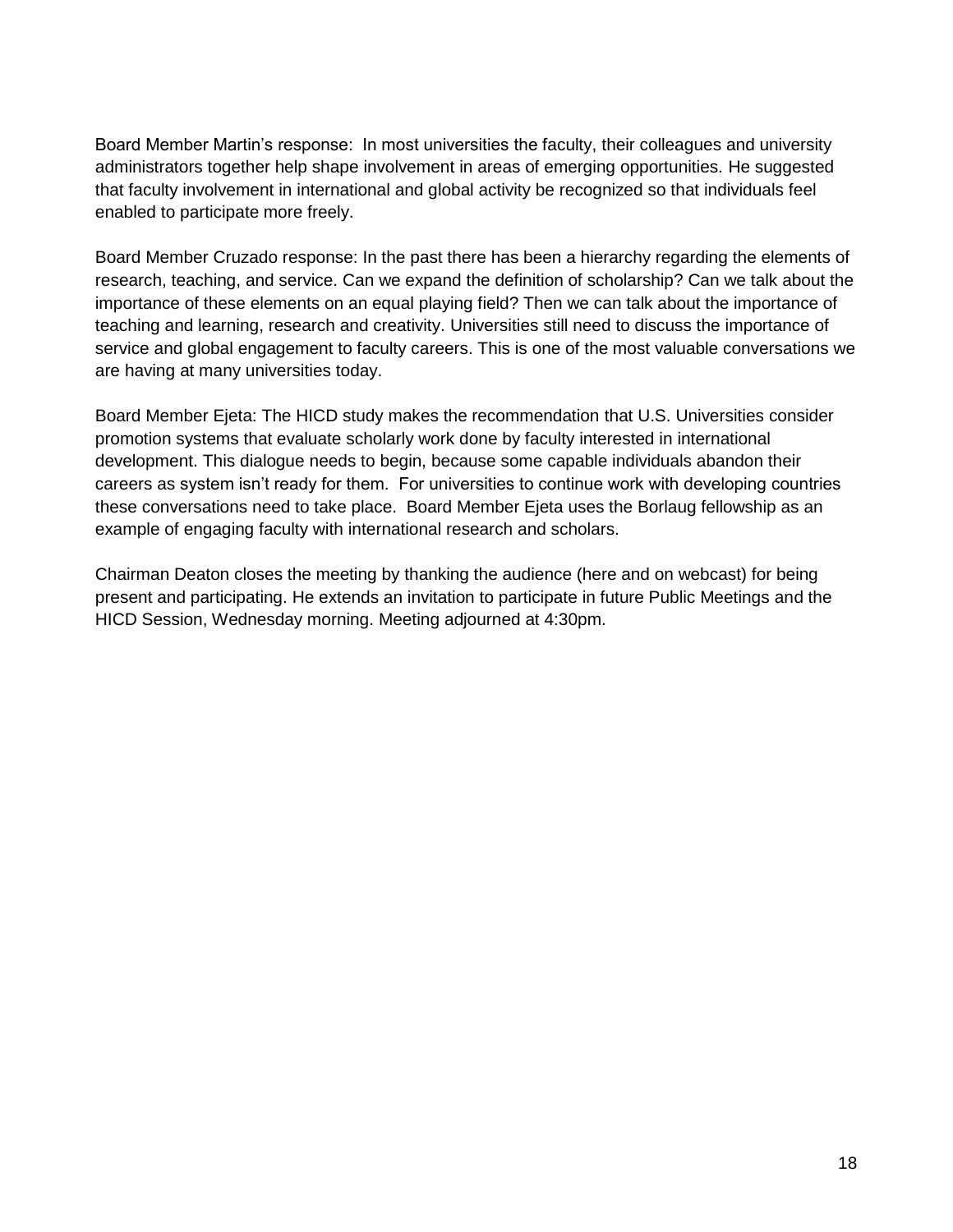Board Member Martin's response: In most universities the faculty, their colleagues and university administrators together help shape involvement in areas of emerging opportunities. He suggested that faculty involvement in international and global activity be recognized so that individuals feel enabled to participate more freely.

Board Member Cruzado response: In the past there has been a hierarchy regarding the elements of research, teaching, and service. Can we expand the definition of scholarship? Can we talk about the importance of these elements on an equal playing field? Then we can talk about the importance of teaching and learning, research and creativity. Universities still need to discuss the importance of service and global engagement to faculty careers. This is one of the most valuable conversations we are having at many universities today.

Board Member Ejeta: The HICD study makes the recommendation that U.S. Universities consider promotion systems that evaluate scholarly work done by faculty interested in international development. This dialogue needs to begin, because some capable individuals abandon their careers as system isn't ready for them. For universities to continue work with developing countries these conversations need to take place. Board Member Ejeta uses the Borlaug fellowship as an example of engaging faculty with international research and scholars.

Chairman Deaton closes the meeting by thanking the audience (here and on webcast) for being present and participating. He extends an invitation to participate in future Public Meetings and the HICD Session, Wednesday morning. Meeting adjourned at 4:30pm.